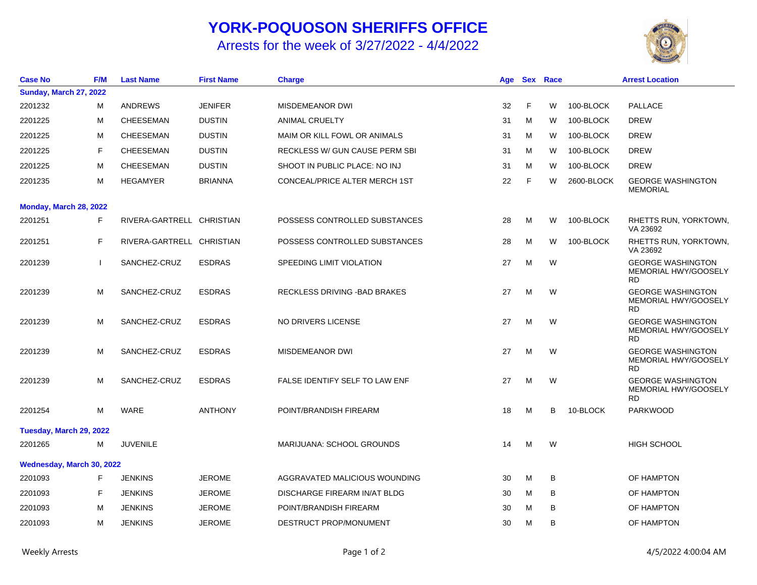# YORK-POQUOSON SHERIFFS OFFICE

## Arrests for the week of 3/27/2022 - 4/4/2022

| Case No | F/M | Last Name | First Name | Charge | Age | Sex | Race | | Arrest Location |
|---|---|---|---|---|---|---|---|---|---|
| **Sunday, March 27, 2022** | | | | | | | | | |
| 2201232 | M | ANDREWS | JENIFER | MISDEMEANOR DWI | 32 | F | W | 100-BLOCK | PALLACE |
| 2201225 | M | CHEESEMAN | DUSTIN | ANIMAL CRUELTY | 31 | M | W | 100-BLOCK | DREW |
| 2201225 | M | CHEESEMAN | DUSTIN | MAIM OR KILL FOWL OR ANIMALS | 31 | M | W | 100-BLOCK | DREW |
| 2201225 | F | CHEESEMAN | DUSTIN | RECKLESS W/ GUN CAUSE PERM SBI | 31 | M | W | 100-BLOCK | DREW |
| 2201225 | M | CHEESEMAN | DUSTIN | SHOOT IN PUBLIC PLACE: NO INJ | 31 | M | W | 100-BLOCK | DREW |
| 2201235 | M | HEGAMYER | BRIANNA | CONCEAL/PRICE ALTER MERCH 1ST | 22 | F | W | 2600-BLOCK | GEORGE WASHINGTON MEMORIAL |
| **Monday, March 28, 2022** | | | | | | | | | |
| 2201251 | F | RIVERA-GARTRELL | CHRISTIAN | POSSESS CONTROLLED SUBSTANCES | 28 | M | W | 100-BLOCK | RHETTS RUN, YORKTOWN, VA 23692 |
| 2201251 | F | RIVERA-GARTRELL | CHRISTIAN | POSSESS CONTROLLED SUBSTANCES | 28 | M | W | 100-BLOCK | RHETTS RUN, YORKTOWN, VA 23692 |
| 2201239 | I | SANCHEZ-CRUZ | ESDRAS | SPEEDING LIMIT VIOLATION | 27 | M | W | | GEORGE WASHINGTON MEMORIAL HWY/GOOSELY RD |
| 2201239 | M | SANCHEZ-CRUZ | ESDRAS | RECKLESS DRIVING -BAD BRAKES | 27 | M | W | | GEORGE WASHINGTON MEMORIAL HWY/GOOSELY RD |
| 2201239 | M | SANCHEZ-CRUZ | ESDRAS | NO DRIVERS LICENSE | 27 | M | W | | GEORGE WASHINGTON MEMORIAL HWY/GOOSELY RD |
| 2201239 | M | SANCHEZ-CRUZ | ESDRAS | MISDEMEANOR DWI | 27 | M | W | | GEORGE WASHINGTON MEMORIAL HWY/GOOSELY RD |
| 2201239 | M | SANCHEZ-CRUZ | ESDRAS | FALSE IDENTIFY SELF TO LAW ENF | 27 | M | W | | GEORGE WASHINGTON MEMORIAL HWY/GOOSELY RD |
| 2201254 | M | WARE | ANTHONY | POINT/BRANDISH FIREARM | 18 | M | B | 10-BLOCK | PARKWOOD |
| **Tuesday, March 29, 2022** | | | | | | | | | |
| 2201265 | M | JUVENILE | | MARIJUANA: SCHOOL GROUNDS | 14 | M | W | | HIGH SCHOOL |
| **Wednesday, March 30, 2022** | | | | | | | | | |
| 2201093 | F | JENKINS | JEROME | AGGRAVATED MALICIOUS WOUNDING | 30 | M | B | | OF HAMPTON |
| 2201093 | F | JENKINS | JEROME | DISCHARGE FIREARM IN/AT BLDG | 30 | M | B | | OF HAMPTON |
| 2201093 | M | JENKINS | JEROME | POINT/BRANDISH FIREARM | 30 | M | B | | OF HAMPTON |
| 2201093 | M | JENKINS | JEROME | DESTRUCT PROP/MONUMENT | 30 | M | B | | OF HAMPTON |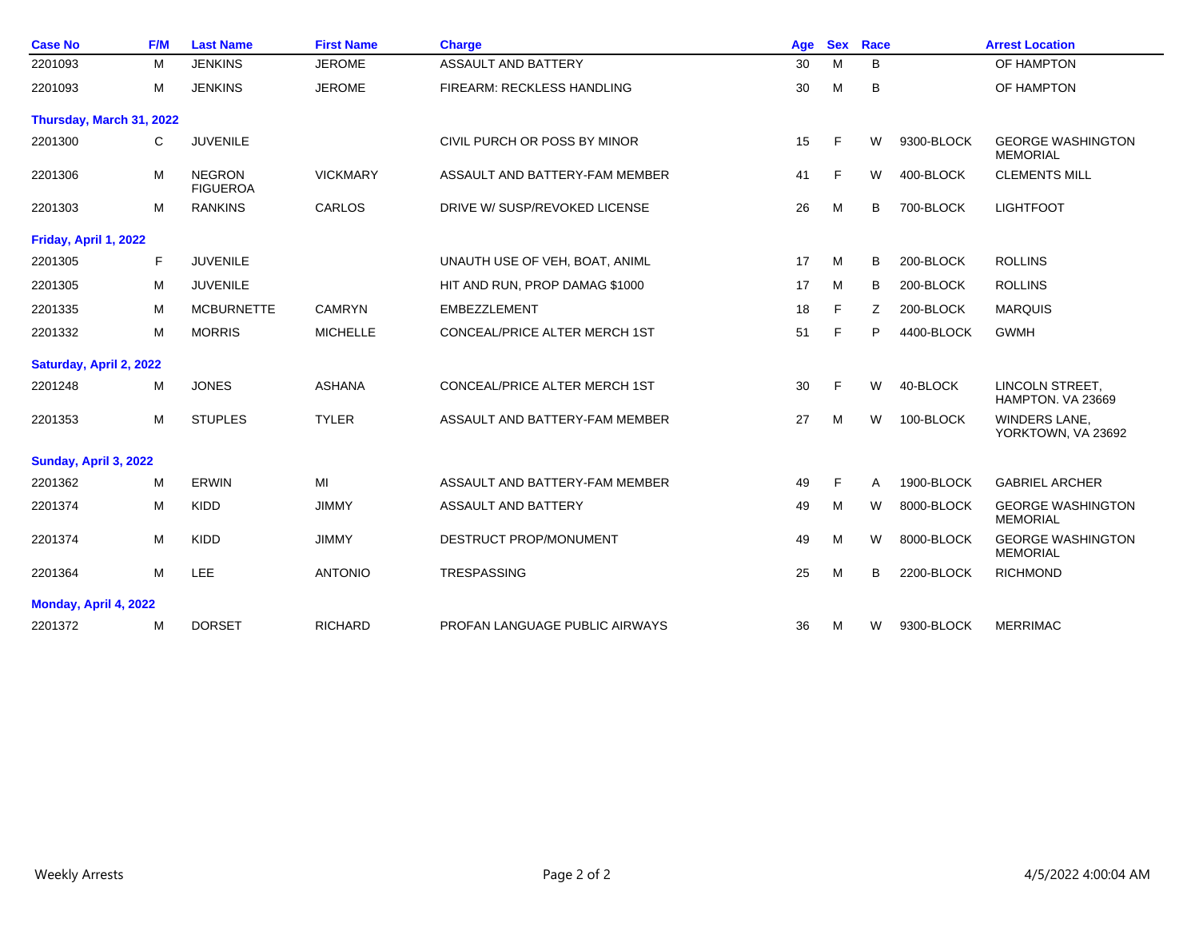| Case No | F/M | Last Name | First Name | Charge | Age | Sex | Race | | Arrest Location |
|---|---|---|---|---|---|---|---|---|---|
| 2201093 | M | JENKINS | JEROME | ASSAULT AND BATTERY | 30 | M | B | | OF HAMPTON |
| 2201093 | M | JENKINS | JEROME | FIREARM: RECKLESS HANDLING | 30 | M | B | | OF HAMPTON |
| **Thursday, March 31, 2022** | | | | | | | | | |
| 2201300 | C | JUVENILE | | CIVIL PURCH OR POSS BY MINOR | 15 | F | W | 9300-BLOCK | GEORGE WASHINGTON MEMORIAL |
| 2201306 | M | NEGRON FIGUEROA | VICKMARY | ASSAULT AND BATTERY-FAM MEMBER | 41 | F | W | 400-BLOCK | CLEMENTS MILL |
| 2201303 | M | RANKINS | CARLOS | DRIVE W/ SUSP/REVOKED LICENSE | 26 | M | B | 700-BLOCK | LIGHTFOOT |
| **Friday, April 1, 2022** | | | | | | | | | |
| 2201305 | F | JUVENILE | | UNAUTH USE OF VEH, BOAT, ANIML | 17 | M | B | 200-BLOCK | ROLLINS |
| 2201305 | M | JUVENILE | | HIT AND RUN, PROP DAMAG $1000 | 17 | M | B | 200-BLOCK | ROLLINS |
| 2201335 | M | MCBURNETTE | CAMRYN | EMBEZZLEMENT | 18 | F | Z | 200-BLOCK | MARQUIS |
| 2201332 | M | MORRIS | MICHELLE | CONCEAL/PRICE ALTER MERCH 1ST | 51 | F | P | 4400-BLOCK | GWMH |
| **Saturday, April 2, 2022** | | | | | | | | | |
| 2201248 | M | JONES | ASHANA | CONCEAL/PRICE ALTER MERCH 1ST | 30 | F | W | 40-BLOCK | LINCOLN STREET, HAMPTON. VA 23669 |
| 2201353 | M | STUPLES | TYLER | ASSAULT AND BATTERY-FAM MEMBER | 27 | M | W | 100-BLOCK | WINDERS LANE, YORKTOWN, VA 23692 |
| **Sunday, April 3, 2022** | | | | | | | | | |
| 2201362 | M | ERWIN | MI | ASSAULT AND BATTERY-FAM MEMBER | 49 | F | A | 1900-BLOCK | GABRIEL ARCHER |
| 2201374 | M | KIDD | JIMMY | ASSAULT AND BATTERY | 49 | M | W | 8000-BLOCK | GEORGE WASHINGTON MEMORIAL |
| 2201374 | M | KIDD | JIMMY | DESTRUCT PROP/MONUMENT | 49 | M | W | 8000-BLOCK | GEORGE WASHINGTON MEMORIAL |
| 2201364 | M | LEE | ANTONIO | TRESPASSING | 25 | M | B | 2200-BLOCK | RICHMOND |
| **Monday, April 4, 2022** | | | | | | | | | |
| 2201372 | M | DORSET | RICHARD | PROFAN LANGUAGE PUBLIC AIRWAYS | 36 | M | W | 9300-BLOCK | MERRIMAC |